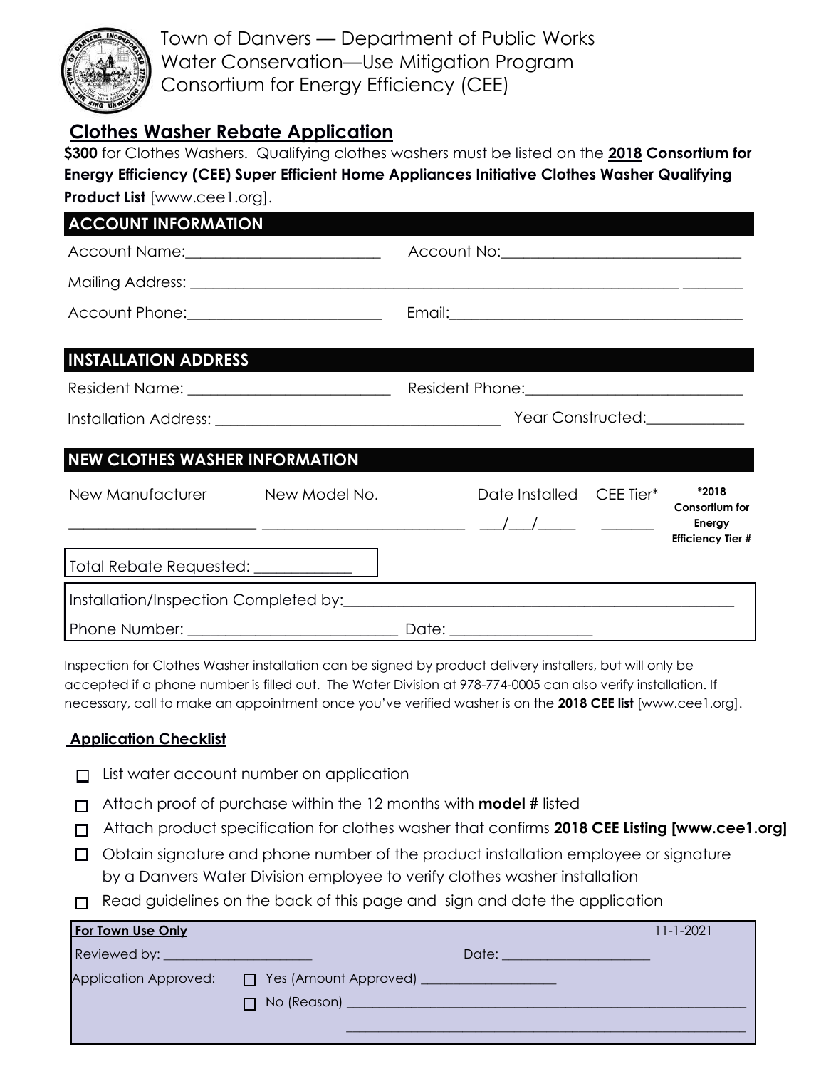Town of Danvers — Department of Public Works
Water Conservation—Use Mitigation Program
Consortium for Energy Efficiency (CEE)

## Clothes Washer Rebate Application

**$300** for Clothes Washers. Qualifying clothes washers must be listed on the **2018 Consortium for Energy Efficiency (CEE) Super Efficient Home Appliances Initiative Clothes Washer Qualifying Product List** [www.cee1.org].

### ACCOUNT INFORMATION

Account Name:_________________________ Account No:_______________________________

Mailing Address: ____________________________________________________________ ________

Account Phone:_________________________ Email:_______________________________________

### INSTALLATION ADDRESS

Resident Name: _________________________ Resident Phone:___________________________

Installation Address: _____________________________________ Year Constructed:____________

### NEW CLOTHES WASHER INFORMATION

| New Manufacturer | New Model No. | Date Installed | CEE Tier* | *2018 Consortium for Energy Efficiency Tier # |
|---|---|---|---|---|
| ________________________ | __________________________ | ___/___/_____ | _______ | |

Total Rebate Requested: ____________

Installation/Inspection Completed by:_____________________________________________________

Phone Number: __________________________ Date: _________________

Inspection for Clothes Washer installation can be signed by product delivery installers, but will only be accepted if a phone number is filled out. The Water Division at 978-774-0005 can also verify installation. If necessary, call to make an appointment once you've verified washer is on the **2018 CEE list** [www.cee1.org].

### Application Checklist

- ☐ List water account number on application
- ☐ Attach proof of purchase within the 12 months with **model #** listed
- ☐ Attach product specification for clothes washer that confirms **2018 CEE Listing [www.cee1.org]**
- ☐ Obtain signature and phone number of the product installation employee or signature by a Danvers Water Division employee to verify clothes washer installation
- ☐ Read guidelines on the back of this page and sign and date the application

**For Town Use Only** 11-1-2021

Reviewed by: _____________________ Date: _____________________

Application Approved: ☐ Yes (Amount Approved) ___________________

☐ No (Reason) ____________________________________________________________

____________________________________________________________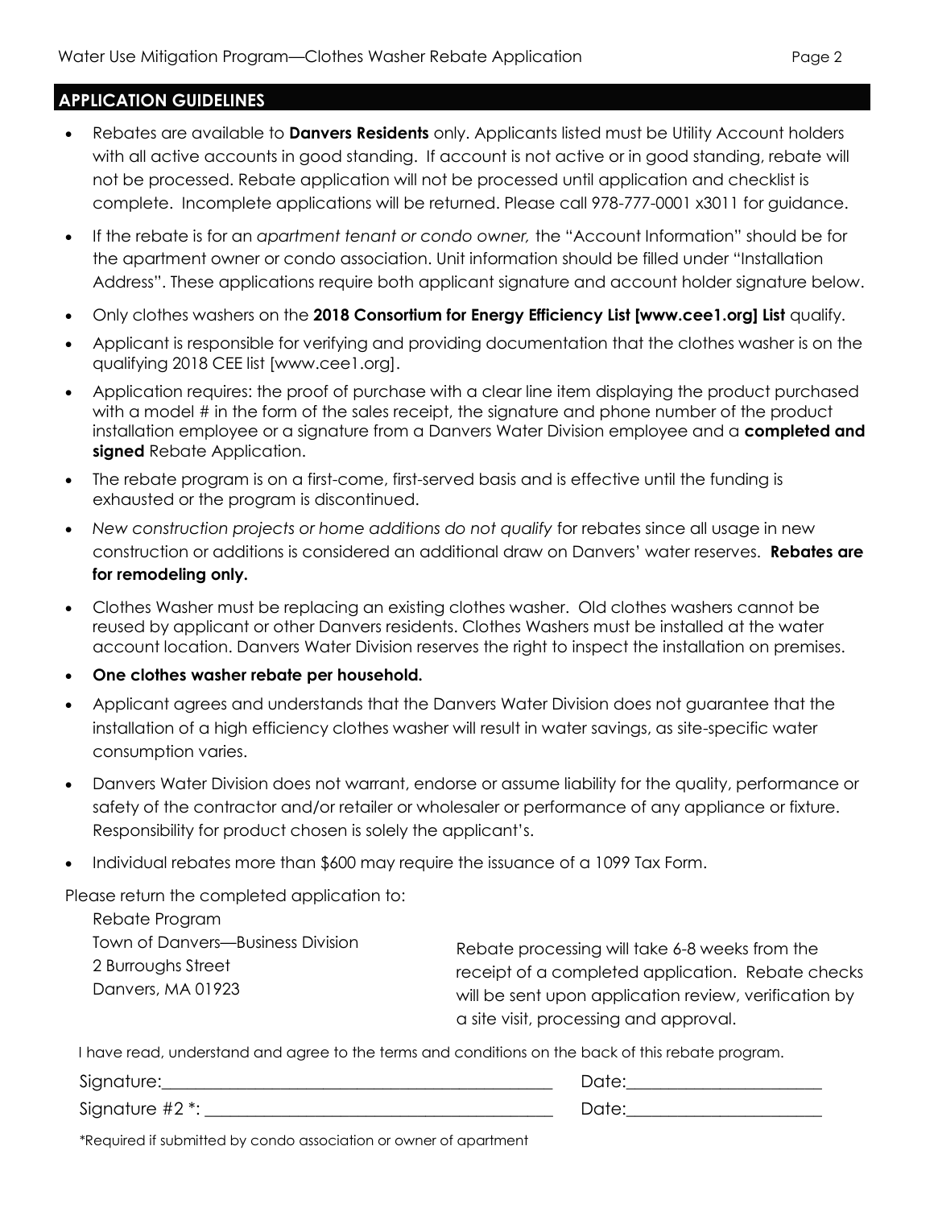## APPLICATION GUIDELINES

- Rebates are available to **Danvers Residents** only. Applicants listed must be Utility Account holders with all active accounts in good standing. If account is not active or in good standing, rebate will not be processed. Rebate application will not be processed until application and checklist is complete. Incomplete applications will be returned. Please call 978-777-0001 x3011 for guidance.
- If the rebate is for an *apartment tenant or condo owner,* the "Account Information" should be for the apartment owner or condo association. Unit information should be filled under "Installation Address". These applications require both applicant signature and account holder signature below.
- Only clothes washers on the **2018 Consortium for Energy Efficiency List [www.cee1.org] List** qualify.
- Applicant is responsible for verifying and providing documentation that the clothes washer is on the qualifying 2018 CEE list [www.cee1.org].
- Application requires: the proof of purchase with a clear line item displaying the product purchased with a model # in the form of the sales receipt, the signature and phone number of the product installation employee or a signature from a Danvers Water Division employee and a **completed and signed** Rebate Application.
- The rebate program is on a first-come, first-served basis and is effective until the funding is exhausted or the program is discontinued.
- *New construction projects or home additions do not qualify* for rebates since all usage in new construction or additions is considered an additional draw on Danvers' water reserves. **Rebates are for remodeling only.**
- Clothes Washer must be replacing an existing clothes washer. Old clothes washers cannot be reused by applicant or other Danvers residents. Clothes Washers must be installed at the water account location. Danvers Water Division reserves the right to inspect the installation on premises.
- **One clothes washer rebate per household.**
- Applicant agrees and understands that the Danvers Water Division does not guarantee that the installation of a high efficiency clothes washer will result in water savings, as site-specific water consumption varies.
- Danvers Water Division does not warrant, endorse or assume liability for the quality, performance or safety of the contractor and/or retailer or wholesaler or performance of any appliance or fixture. Responsibility for product chosen is solely the applicant's.
- Individual rebates more than $600 may require the issuance of a 1099 Tax Form.

Please return the completed application to:

Rebate Program
Town of Danvers—Business Division
2 Burroughs Street
Danvers, MA 01923

Rebate processing will take 6-8 weeks from the receipt of a completed application. Rebate checks will be sent upon application review, verification by a site visit, processing and approval.

I have read, understand and agree to the terms and conditions on the back of this rebate program.

Signature:_______________________________________________ Date:______________________

Signature #2 *: ___________________________________________ Date:______________________

*Required if submitted by condo association or owner of apartment